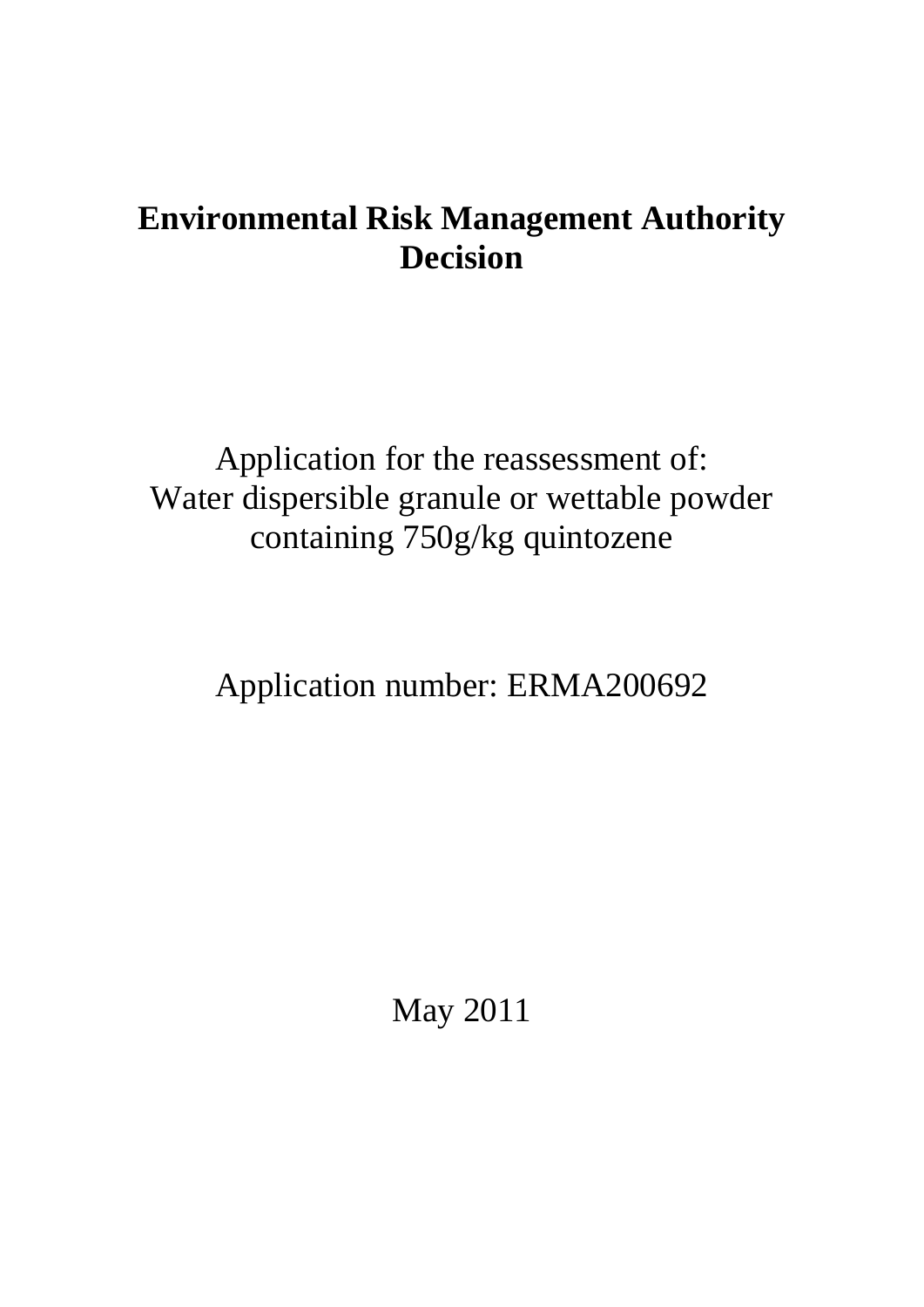# Environmental Risk Management Authority Decision

Application for the reassessment of:
Water dispersible granule or wettable powder containing 750g/kg quintozene

Application number: ERMA200692

May 2011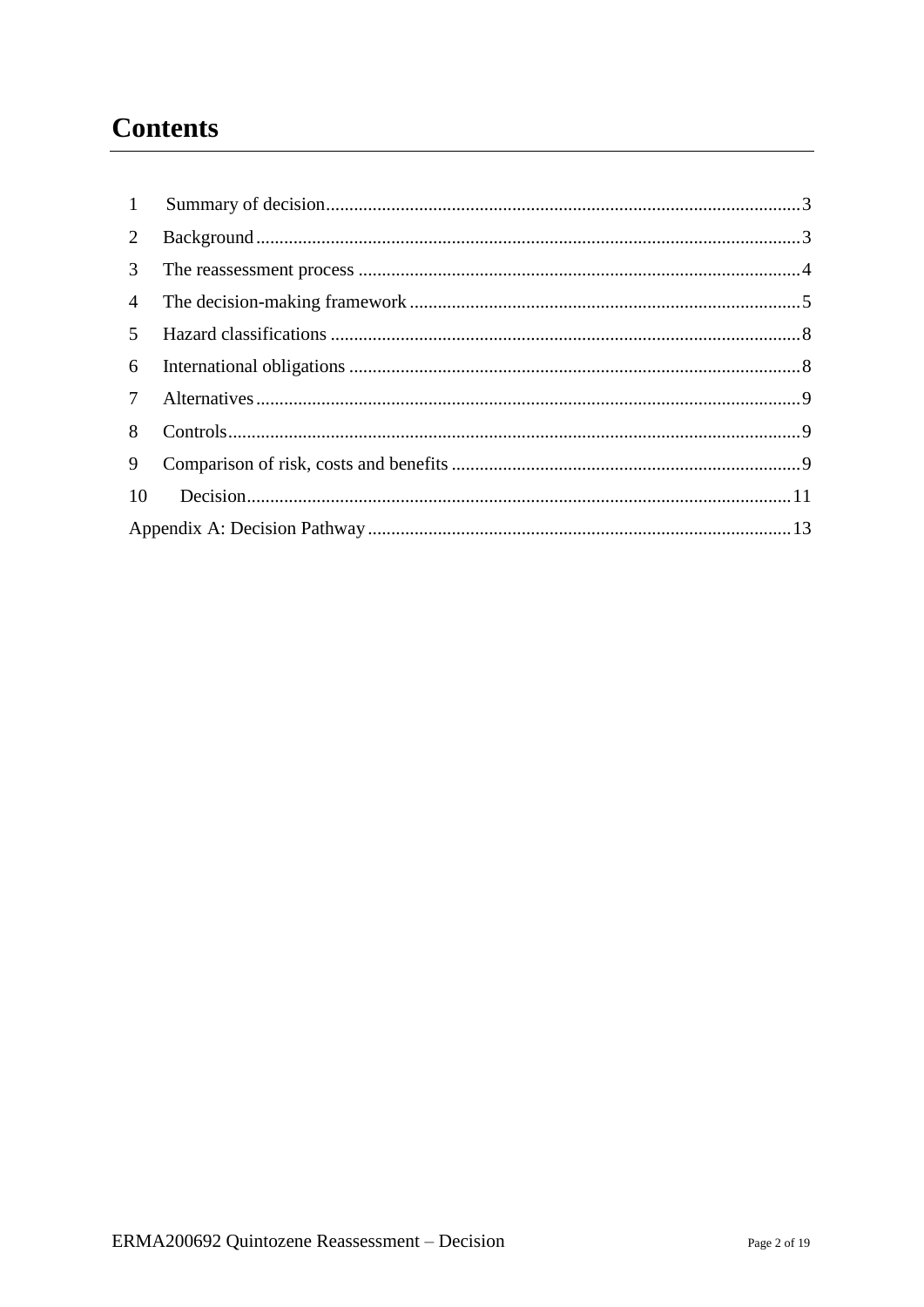# Contents

1 Summary of decision ..... 3

2 Background ..... 3

3 The reassessment process ..... 4

4 The decision-making framework ..... 5

5 Hazard classifications ..... 8

6 International obligations ..... 8

7 Alternatives ..... 9

8 Controls ..... 9

9 Comparison of risk, costs and benefits ..... 9

10 Decision ..... 11

Appendix A: Decision Pathway ..... 13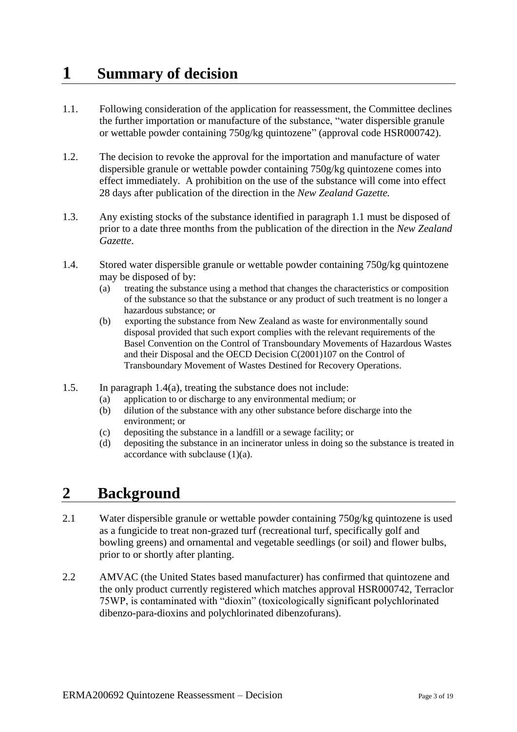# 1 Summary of decision

1.1. Following consideration of the application for reassessment, the Committee declines the further importation or manufacture of the substance, "water dispersible granule or wettable powder containing 750g/kg quintozene" (approval code HSR000742).

1.2. The decision to revoke the approval for the importation and manufacture of water dispersible granule or wettable powder containing 750g/kg quintozene comes into effect immediately. A prohibition on the use of the substance will come into effect 28 days after publication of the direction in the *New Zealand Gazette.*

1.3. Any existing stocks of the substance identified in paragraph 1.1 must be disposed of prior to a date three months from the publication of the direction in the *New Zealand Gazette*.

1.4. Stored water dispersible granule or wettable powder containing 750g/kg quintozene may be disposed of by:

(a) treating the substance using a method that changes the characteristics or composition of the substance so that the substance or any product of such treatment is no longer a hazardous substance; or

(b) exporting the substance from New Zealand as waste for environmentally sound disposal provided that such export complies with the relevant requirements of the Basel Convention on the Control of Transboundary Movements of Hazardous Wastes and their Disposal and the OECD Decision C(2001)107 on the Control of Transboundary Movement of Wastes Destined for Recovery Operations.

1.5. In paragraph 1.4(a), treating the substance does not include:

(a) application to or discharge to any environmental medium; or

(b) dilution of the substance with any other substance before discharge into the environment; or

(c) depositing the substance in a landfill or a sewage facility; or

(d) depositing the substance in an incinerator unless in doing so the substance is treated in accordance with subclause (1)(a).

# 2 Background

2.1 Water dispersible granule or wettable powder containing 750g/kg quintozene is used as a fungicide to treat non-grazed turf (recreational turf, specifically golf and bowling greens) and ornamental and vegetable seedlings (or soil) and flower bulbs, prior to or shortly after planting.

2.2 AMVAC (the United States based manufacturer) has confirmed that quintozene and the only product currently registered which matches approval HSR000742, Terraclor 75WP, is contaminated with "dioxin" (toxicologically significant polychlorinated dibenzo-para-dioxins and polychlorinated dibenzofurans).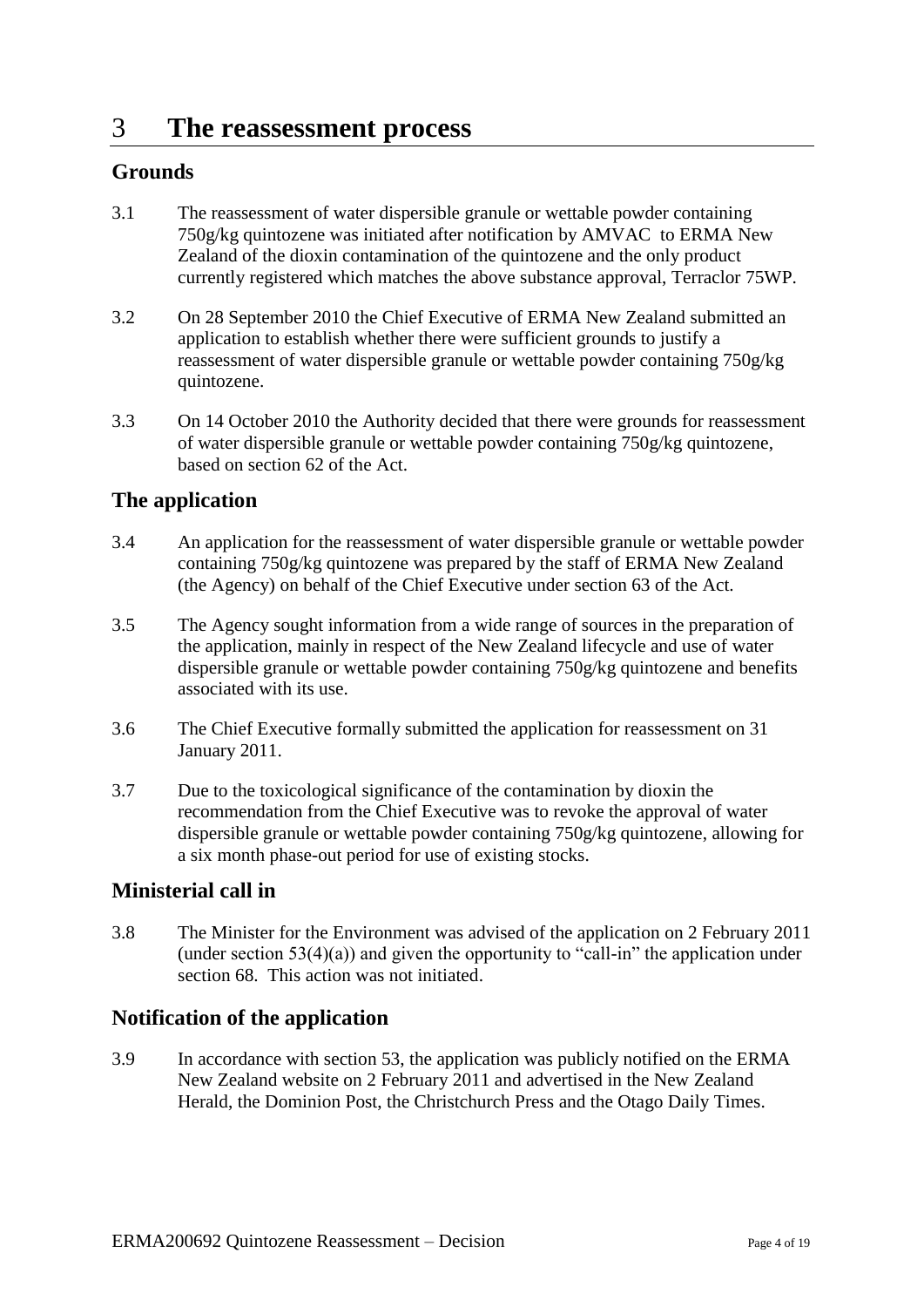# 3 The reassessment process

## Grounds

3.1 The reassessment of water dispersible granule or wettable powder containing 750g/kg quintozene was initiated after notification by AMVAC to ERMA New Zealand of the dioxin contamination of the quintozene and the only product currently registered which matches the above substance approval, Terraclor 75WP.

3.2 On 28 September 2010 the Chief Executive of ERMA New Zealand submitted an application to establish whether there were sufficient grounds to justify a reassessment of water dispersible granule or wettable powder containing 750g/kg quintozene.

3.3 On 14 October 2010 the Authority decided that there were grounds for reassessment of water dispersible granule or wettable powder containing 750g/kg quintozene, based on section 62 of the Act.

## The application

3.4 An application for the reassessment of water dispersible granule or wettable powder containing 750g/kg quintozene was prepared by the staff of ERMA New Zealand (the Agency) on behalf of the Chief Executive under section 63 of the Act.

3.5 The Agency sought information from a wide range of sources in the preparation of the application, mainly in respect of the New Zealand lifecycle and use of water dispersible granule or wettable powder containing 750g/kg quintozene and benefits associated with its use.

3.6 The Chief Executive formally submitted the application for reassessment on 31 January 2011.

3.7 Due to the toxicological significance of the contamination by dioxin the recommendation from the Chief Executive was to revoke the approval of water dispersible granule or wettable powder containing 750g/kg quintozene, allowing for a six month phase-out period for use of existing stocks.

## Ministerial call in

3.8 The Minister for the Environment was advised of the application on 2 February 2011 (under section 53(4)(a)) and given the opportunity to "call-in" the application under section 68. This action was not initiated.

## Notification of the application

3.9 In accordance with section 53, the application was publicly notified on the ERMA New Zealand website on 2 February 2011 and advertised in the New Zealand Herald, the Dominion Post, the Christchurch Press and the Otago Daily Times.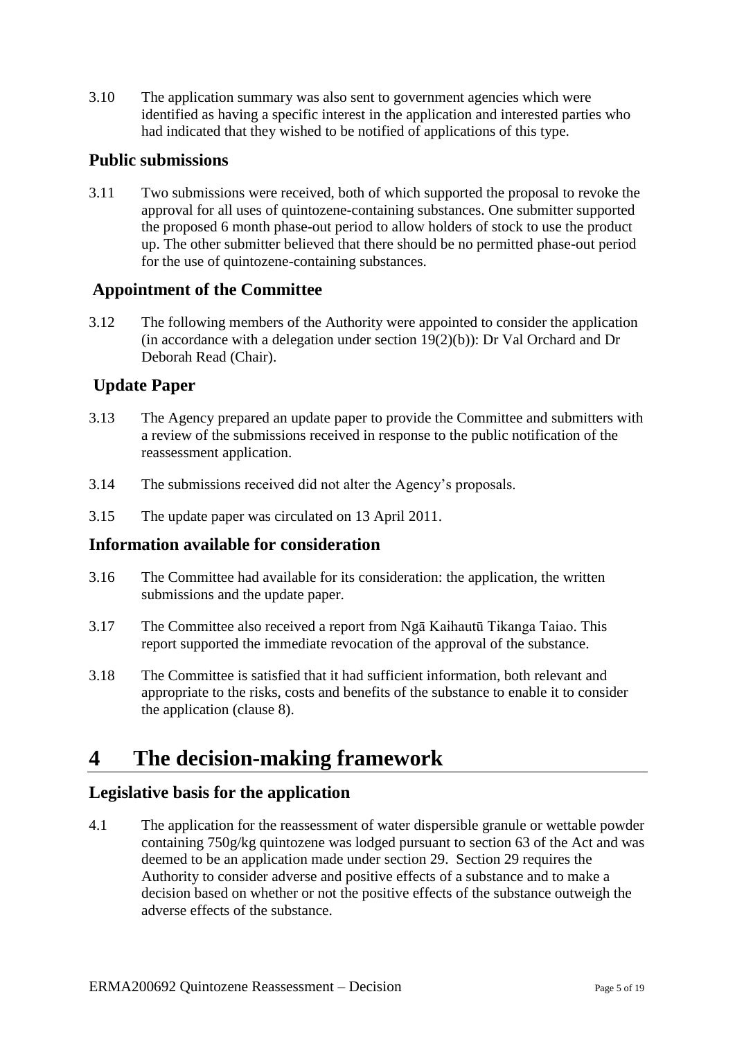3.10 The application summary was also sent to government agencies which were identified as having a specific interest in the application and interested parties who had indicated that they wished to be notified of applications of this type.

### Public submissions

3.11 Two submissions were received, both of which supported the proposal to revoke the approval for all uses of quintozene-containing substances. One submitter supported the proposed 6 month phase-out period to allow holders of stock to use the product up. The other submitter believed that there should be no permitted phase-out period for the use of quintozene-containing substances.

### Appointment of the Committee

3.12 The following members of the Authority were appointed to consider the application (in accordance with a delegation under section 19(2)(b)): Dr Val Orchard and Dr Deborah Read (Chair).

### Update Paper

3.13 The Agency prepared an update paper to provide the Committee and submitters with a review of the submissions received in response to the public notification of the reassessment application.

3.14 The submissions received did not alter the Agency's proposals.

3.15 The update paper was circulated on 13 April 2011.

### Information available for consideration

3.16 The Committee had available for its consideration: the application, the written submissions and the update paper.

3.17 The Committee also received a report from Ngā Kaihautū Tikanga Taiao. This report supported the immediate revocation of the approval of the substance.

3.18 The Committee is satisfied that it had sufficient information, both relevant and appropriate to the risks, costs and benefits of the substance to enable it to consider the application (clause 8).

# 4 The decision-making framework

### Legislative basis for the application

4.1 The application for the reassessment of water dispersible granule or wettable powder containing 750g/kg quintozene was lodged pursuant to section 63 of the Act and was deemed to be an application made under section 29. Section 29 requires the Authority to consider adverse and positive effects of a substance and to make a decision based on whether or not the positive effects of the substance outweigh the adverse effects of the substance.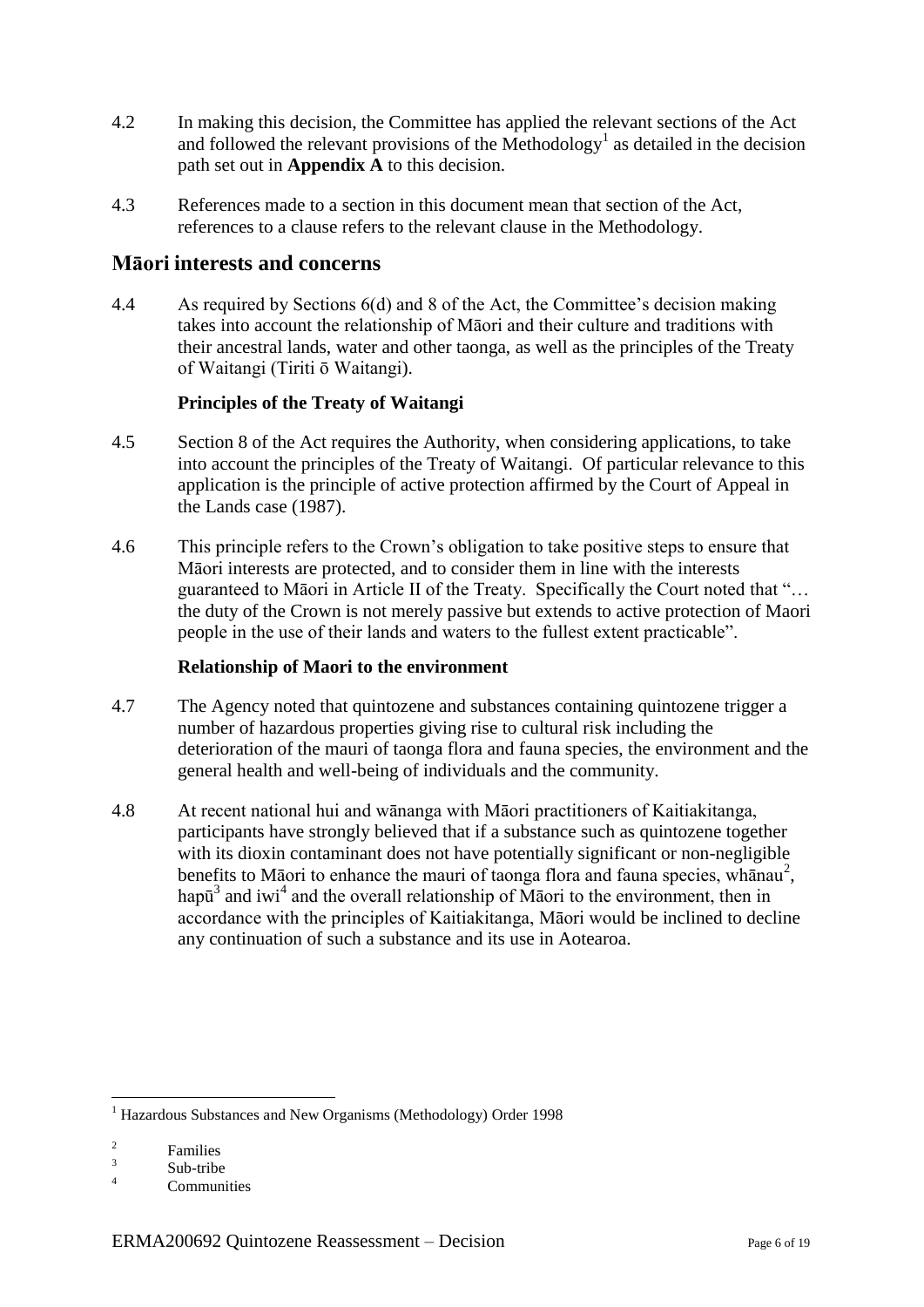4.2 In making this decision, the Committee has applied the relevant sections of the Act and followed the relevant provisions of the Methodology[1] as detailed in the decision path set out in **Appendix A** to this decision.

4.3 References made to a section in this document mean that section of the Act, references to a clause refers to the relevant clause in the Methodology.

## Māori interests and concerns

4.4 As required by Sections 6(d) and 8 of the Act, the Committee's decision making takes into account the relationship of Māori and their culture and traditions with their ancestral lands, water and other taonga, as well as the principles of the Treaty of Waitangi (Tiriti ō Waitangi).

### Principles of the Treaty of Waitangi

4.5 Section 8 of the Act requires the Authority, when considering applications, to take into account the principles of the Treaty of Waitangi. Of particular relevance to this application is the principle of active protection affirmed by the Court of Appeal in the Lands case (1987).

4.6 This principle refers to the Crown's obligation to take positive steps to ensure that Māori interests are protected, and to consider them in line with the interests guaranteed to Māori in Article II of the Treaty. Specifically the Court noted that "… the duty of the Crown is not merely passive but extends to active protection of Maori people in the use of their lands and waters to the fullest extent practicable".

### Relationship of Maori to the environment

4.7 The Agency noted that quintozene and substances containing quintozene trigger a number of hazardous properties giving rise to cultural risk including the deterioration of the mauri of taonga flora and fauna species, the environment and the general health and well-being of individuals and the community.

4.8 At recent national hui and wānanga with Māori practitioners of Kaitiakitanga, participants have strongly believed that if a substance such as quintozene together with its dioxin contaminant does not have potentially significant or non-negligible benefits to Māori to enhance the mauri of taonga flora and fauna species, whānau[2], hapū[3] and iwi[4] and the overall relationship of Māori to the environment, then in accordance with the principles of Kaitiakitanga, Māori would be inclined to decline any continuation of such a substance and its use in Aotearoa.

---

[1] Hazardous Substances and New Organisms (Methodology) Order 1998

[2] Families

[3] Sub-tribe

[4] Communities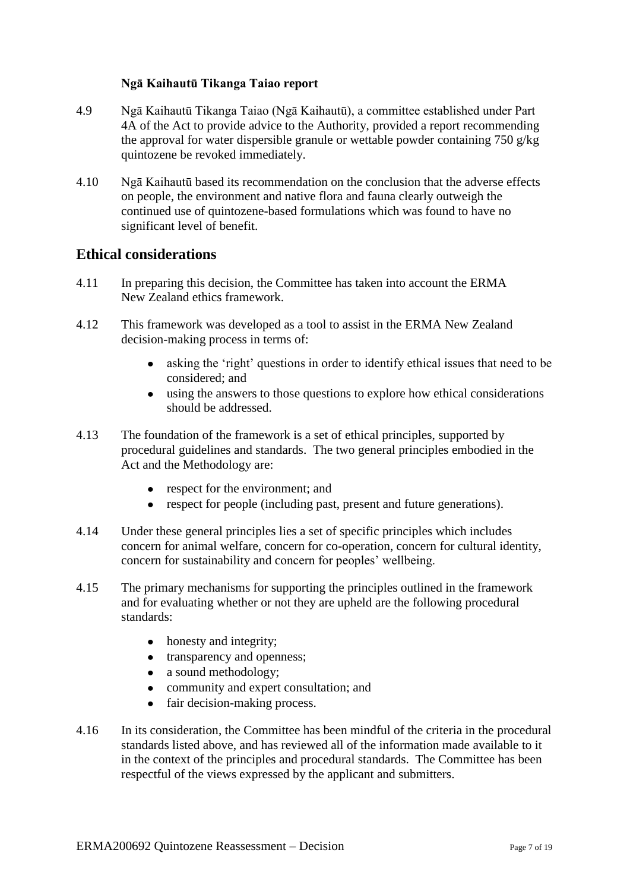### Ngā Kaihautū Tikanga Taiao report

4.9 Ngā Kaihautū Tikanga Taiao (Ngā Kaihautū), a committee established under Part 4A of the Act to provide advice to the Authority, provided a report recommending the approval for water dispersible granule or wettable powder containing 750 g/kg quintozene be revoked immediately.

4.10 Ngā Kaihautū based its recommendation on the conclusion that the adverse effects on people, the environment and native flora and fauna clearly outweigh the continued use of quintozene-based formulations which was found to have no significant level of benefit.

## Ethical considerations

4.11 In preparing this decision, the Committee has taken into account the ERMA New Zealand ethics framework.

4.12 This framework was developed as a tool to assist in the ERMA New Zealand decision-making process in terms of:

- asking the 'right' questions in order to identify ethical issues that need to be considered; and
- using the answers to those questions to explore how ethical considerations should be addressed.

4.13 The foundation of the framework is a set of ethical principles, supported by procedural guidelines and standards. The two general principles embodied in the Act and the Methodology are:

- respect for the environment; and
- respect for people (including past, present and future generations).

4.14 Under these general principles lies a set of specific principles which includes concern for animal welfare, concern for co-operation, concern for cultural identity, concern for sustainability and concern for peoples' wellbeing.

4.15 The primary mechanisms for supporting the principles outlined in the framework and for evaluating whether or not they are upheld are the following procedural standards:

- honesty and integrity;
- transparency and openness;
- a sound methodology;
- community and expert consultation; and
- fair decision-making process.

4.16 In its consideration, the Committee has been mindful of the criteria in the procedural standards listed above, and has reviewed all of the information made available to it in the context of the principles and procedural standards. The Committee has been respectful of the views expressed by the applicant and submitters.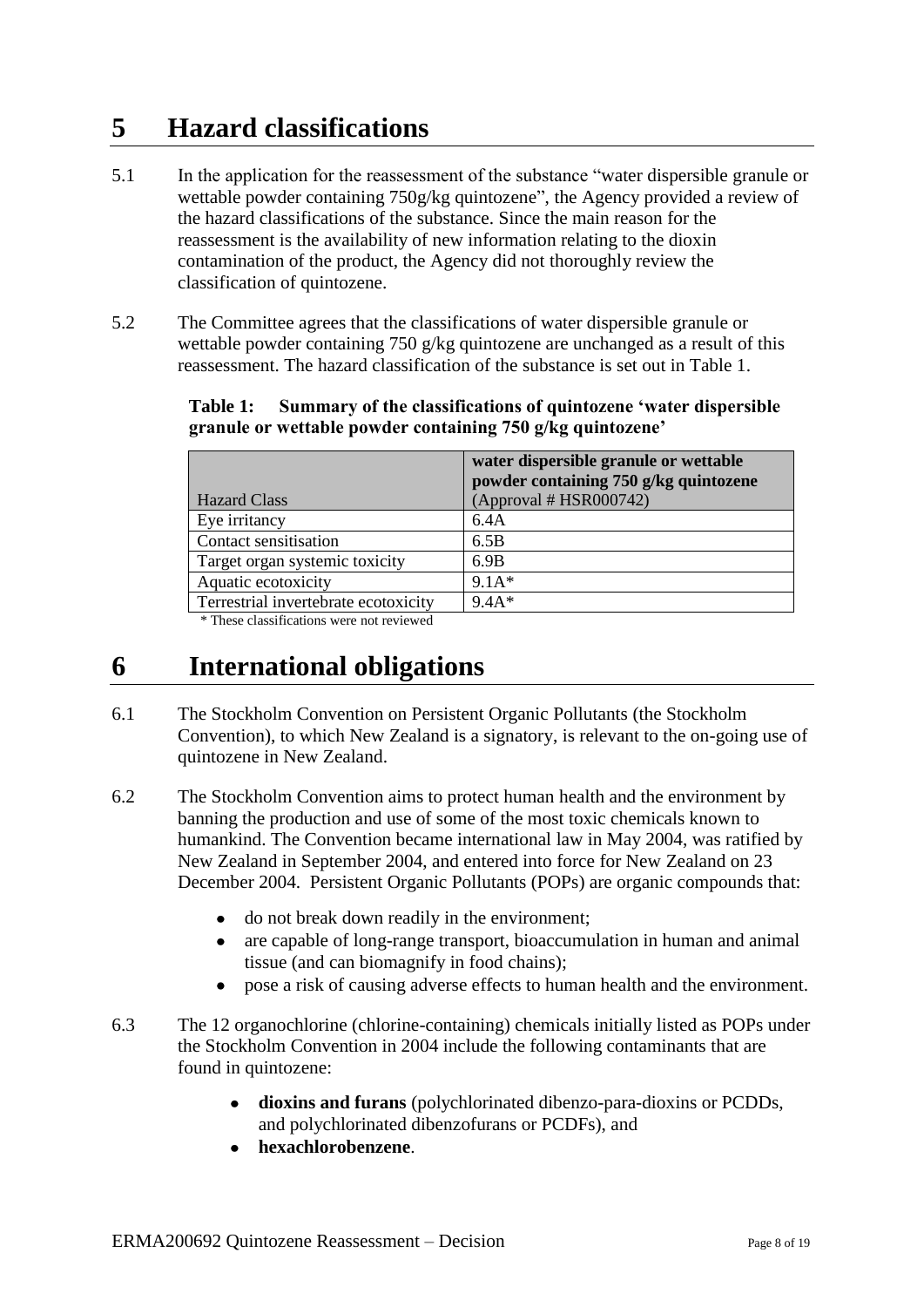# 5 Hazard classifications

5.1 In the application for the reassessment of the substance "water dispersible granule or wettable powder containing 750g/kg quintozene", the Agency provided a review of the hazard classifications of the substance. Since the main reason for the reassessment is the availability of new information relating to the dioxin contamination of the product, the Agency did not thoroughly review the classification of quintozene.

5.2 The Committee agrees that the classifications of water dispersible granule or wettable powder containing 750 g/kg quintozene are unchanged as a result of this reassessment. The hazard classification of the substance is set out in Table 1.

**Table 1: Summary of the classifications of quintozene 'water dispersible granule or wettable powder containing 750 g/kg quintozene'**

| Hazard Class | **water dispersible granule or wettable powder containing 750 g/kg quintozene** (Approval # HSR000742) |
|---|---|
| Eye irritancy | 6.4A |
| Contact sensitisation | 6.5B |
| Target organ systemic toxicity | 6.9B |
| Aquatic ecotoxicity | 9.1A* |
| Terrestrial invertebrate ecotoxicity | 9.4A* |

\* These classifications were not reviewed

# 6 International obligations

6.1 The Stockholm Convention on Persistent Organic Pollutants (the Stockholm Convention), to which New Zealand is a signatory, is relevant to the on-going use of quintozene in New Zealand.

6.2 The Stockholm Convention aims to protect human health and the environment by banning the production and use of some of the most toxic chemicals known to humankind. The Convention became international law in May 2004, was ratified by New Zealand in September 2004, and entered into force for New Zealand on 23 December 2004. Persistent Organic Pollutants (POPs) are organic compounds that:

- do not break down readily in the environment;
- are capable of long-range transport, bioaccumulation in human and animal tissue (and can biomagnify in food chains);
- pose a risk of causing adverse effects to human health and the environment.

6.3 The 12 organochlorine (chlorine-containing) chemicals initially listed as POPs under the Stockholm Convention in 2004 include the following contaminants that are found in quintozene:

- **dioxins and furans** (polychlorinated dibenzo-para-dioxins or PCDDs, and polychlorinated dibenzofurans or PCDFs), and
- **hexachlorobenzene**.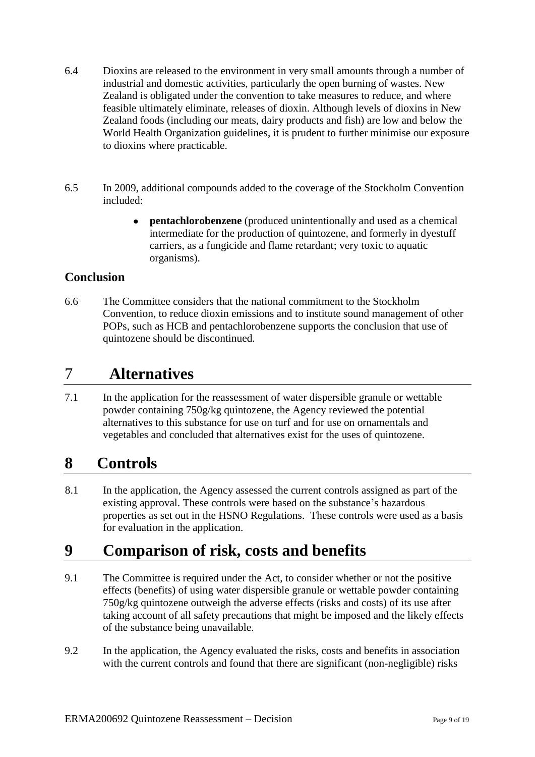6.4 Dioxins are released to the environment in very small amounts through a number of industrial and domestic activities, particularly the open burning of wastes. New Zealand is obligated under the convention to take measures to reduce, and where feasible ultimately eliminate, releases of dioxin. Although levels of dioxins in New Zealand foods (including our meats, dairy products and fish) are low and below the World Health Organization guidelines, it is prudent to further minimise our exposure to dioxins where practicable.

6.5 In 2009, additional compounds added to the coverage of the Stockholm Convention included:

- **pentachlorobenzene** (produced unintentionally and used as a chemical intermediate for the production of quintozene, and formerly in dyestuff carriers, as a fungicide and flame retardant; very toxic to aquatic organisms).

### Conclusion

6.6 The Committee considers that the national commitment to the Stockholm Convention, to reduce dioxin emissions and to institute sound management of other POPs, such as HCB and pentachlorobenzene supports the conclusion that use of quintozene should be discontinued.

# 7 Alternatives

7.1 In the application for the reassessment of water dispersible granule or wettable powder containing 750g/kg quintozene, the Agency reviewed the potential alternatives to this substance for use on turf and for use on ornamentals and vegetables and concluded that alternatives exist for the uses of quintozene.

# 8 Controls

8.1 In the application, the Agency assessed the current controls assigned as part of the existing approval. These controls were based on the substance's hazardous properties as set out in the HSNO Regulations. These controls were used as a basis for evaluation in the application.

# 9 Comparison of risk, costs and benefits

9.1 The Committee is required under the Act, to consider whether or not the positive effects (benefits) of using water dispersible granule or wettable powder containing 750g/kg quintozene outweigh the adverse effects (risks and costs) of its use after taking account of all safety precautions that might be imposed and the likely effects of the substance being unavailable.

9.2 In the application, the Agency evaluated the risks, costs and benefits in association with the current controls and found that there are significant (non-negligible) risks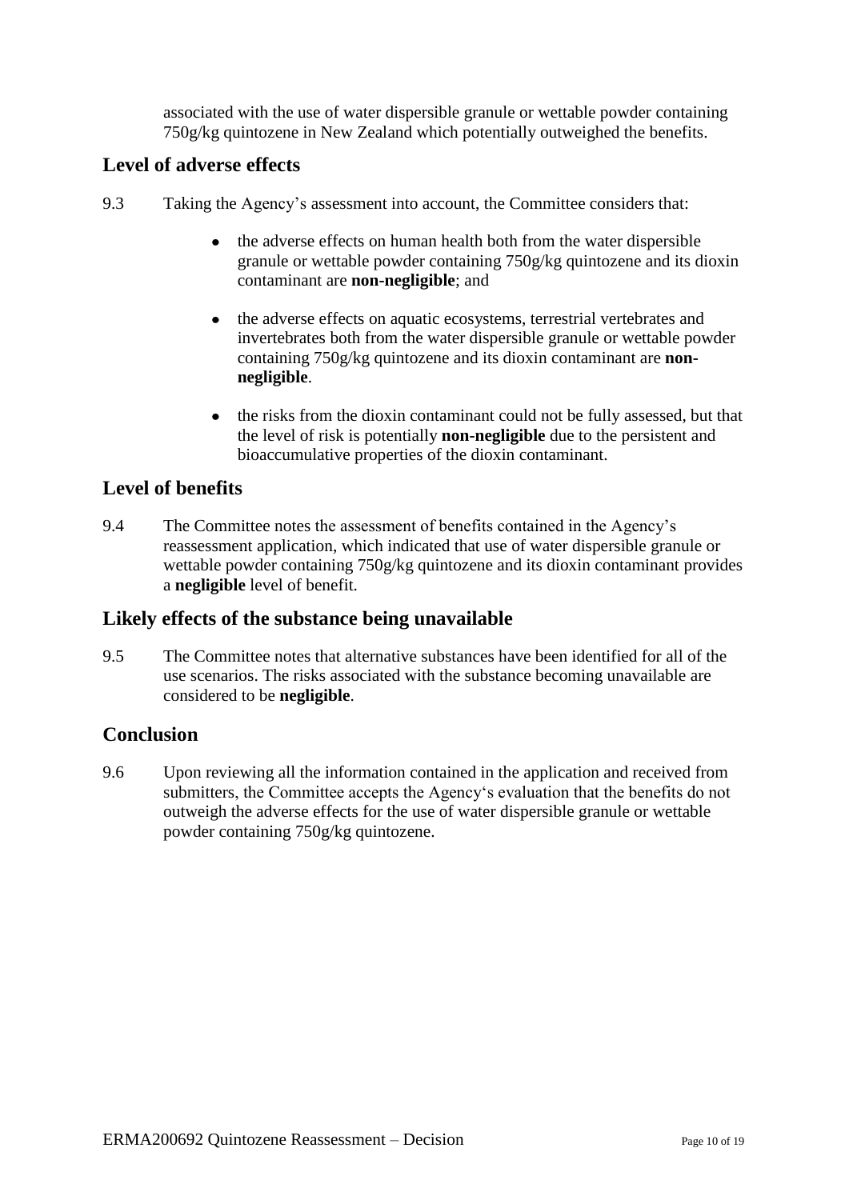associated with the use of water dispersible granule or wettable powder containing 750g/kg quintozene in New Zealand which potentially outweighed the benefits.

## Level of adverse effects

9.3 Taking the Agency's assessment into account, the Committee considers that:

- the adverse effects on human health both from the water dispersible granule or wettable powder containing 750g/kg quintozene and its dioxin contaminant are **non-negligible**; and

- the adverse effects on aquatic ecosystems, terrestrial vertebrates and invertebrates both from the water dispersible granule or wettable powder containing 750g/kg quintozene and its dioxin contaminant are **non-negligible**.

- the risks from the dioxin contaminant could not be fully assessed, but that the level of risk is potentially **non-negligible** due to the persistent and bioaccumulative properties of the dioxin contaminant.

## Level of benefits

9.4 The Committee notes the assessment of benefits contained in the Agency's reassessment application, which indicated that use of water dispersible granule or wettable powder containing 750g/kg quintozene and its dioxin contaminant provides a **negligible** level of benefit.

## Likely effects of the substance being unavailable

9.5 The Committee notes that alternative substances have been identified for all of the use scenarios. The risks associated with the substance becoming unavailable are considered to be **negligible**.

## Conclusion

9.6 Upon reviewing all the information contained in the application and received from submitters, the Committee accepts the Agency's evaluation that the benefits do not outweigh the adverse effects for the use of water dispersible granule or wettable powder containing 750g/kg quintozene.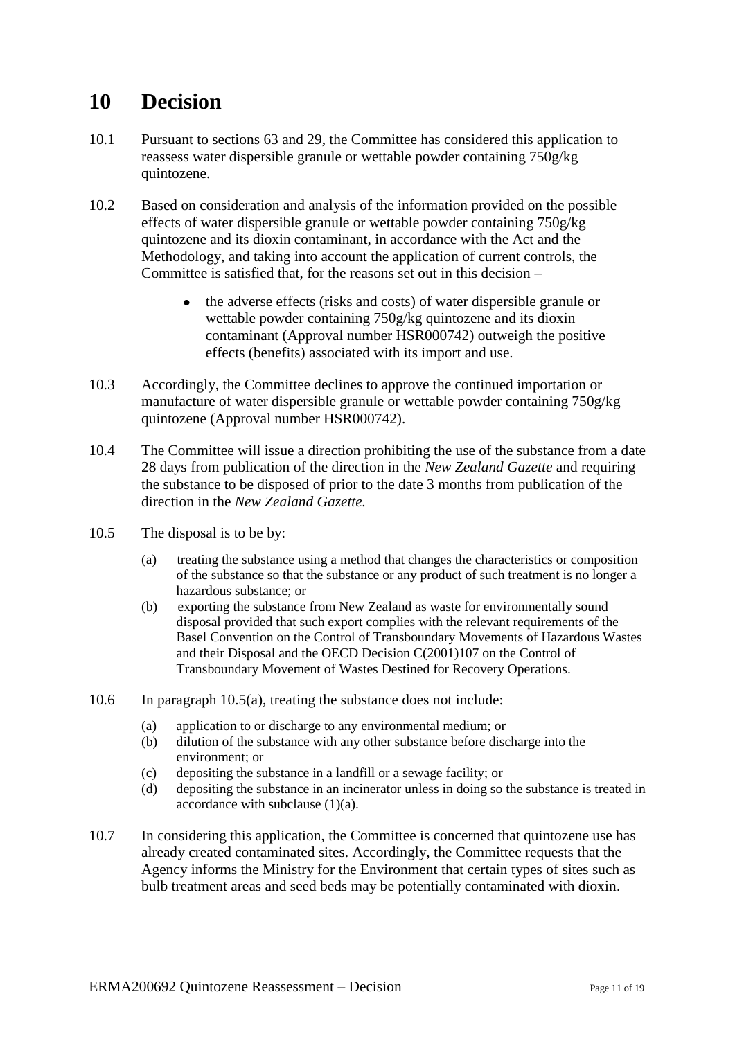# 10 Decision

10.1 Pursuant to sections 63 and 29, the Committee has considered this application to reassess water dispersible granule or wettable powder containing 750g/kg quintozene.

10.2 Based on consideration and analysis of the information provided on the possible effects of water dispersible granule or wettable powder containing 750g/kg quintozene and its dioxin contaminant, in accordance with the Act and the Methodology, and taking into account the application of current controls, the Committee is satisfied that, for the reasons set out in this decision –

- the adverse effects (risks and costs) of water dispersible granule or wettable powder containing 750g/kg quintozene and its dioxin contaminant (Approval number HSR000742) outweigh the positive effects (benefits) associated with its import and use.

10.3 Accordingly, the Committee declines to approve the continued importation or manufacture of water dispersible granule or wettable powder containing 750g/kg quintozene (Approval number HSR000742).

10.4 The Committee will issue a direction prohibiting the use of the substance from a date 28 days from publication of the direction in the *New Zealand Gazette* and requiring the substance to be disposed of prior to the date 3 months from publication of the direction in the *New Zealand Gazette.*

10.5 The disposal is to be by:

(a) treating the substance using a method that changes the characteristics or composition of the substance so that the substance or any product of such treatment is no longer a hazardous substance; or

(b) exporting the substance from New Zealand as waste for environmentally sound disposal provided that such export complies with the relevant requirements of the Basel Convention on the Control of Transboundary Movements of Hazardous Wastes and their Disposal and the OECD Decision C(2001)107 on the Control of Transboundary Movement of Wastes Destined for Recovery Operations.

10.6 In paragraph 10.5(a), treating the substance does not include:

(a) application to or discharge to any environmental medium; or

(b) dilution of the substance with any other substance before discharge into the environment; or

(c) depositing the substance in a landfill or a sewage facility; or

(d) depositing the substance in an incinerator unless in doing so the substance is treated in accordance with subclause (1)(a).

10.7 In considering this application, the Committee is concerned that quintozene use has already created contaminated sites. Accordingly, the Committee requests that the Agency informs the Ministry for the Environment that certain types of sites such as bulb treatment areas and seed beds may be potentially contaminated with dioxin.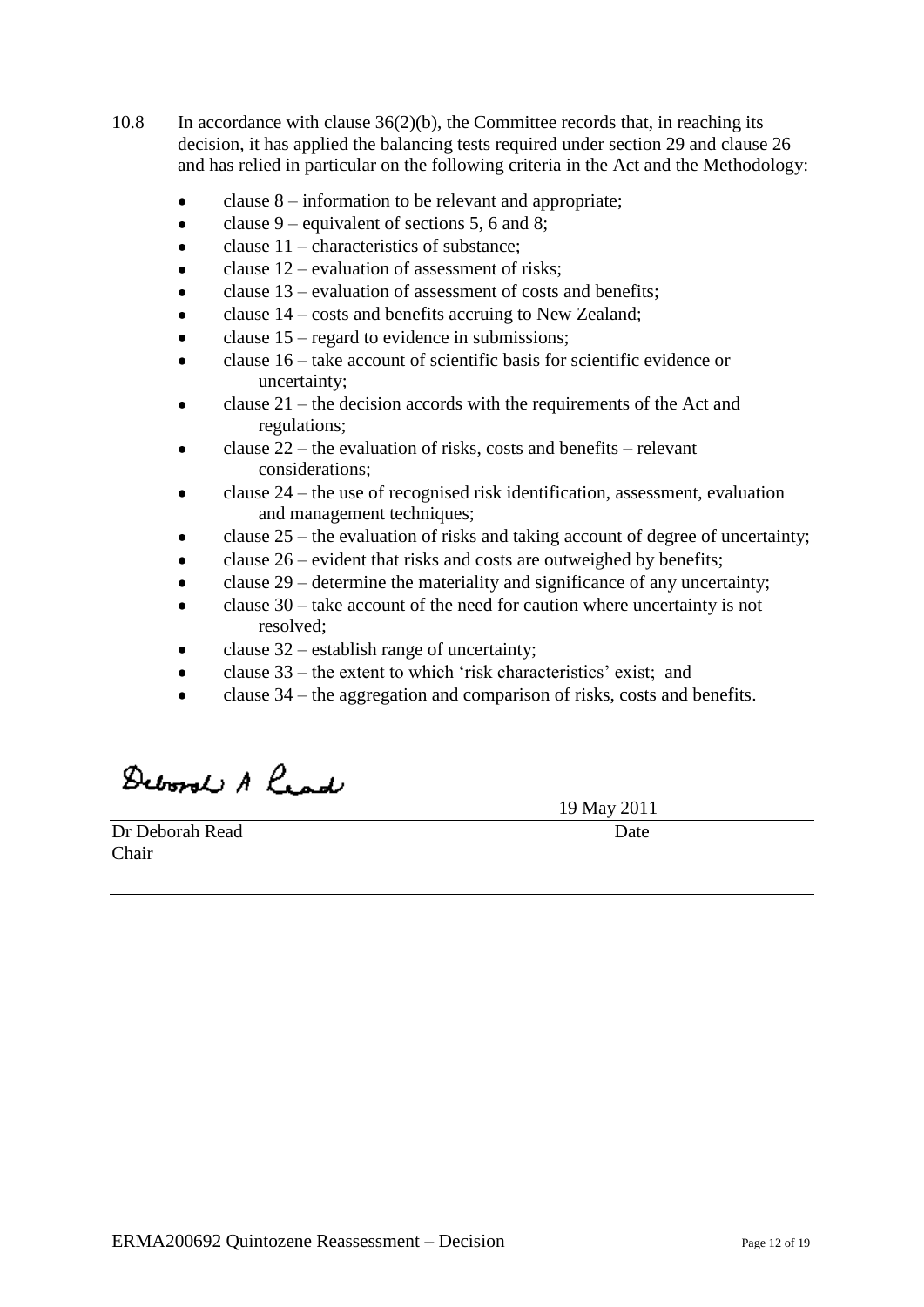10.8 In accordance with clause 36(2)(b), the Committee records that, in reaching its decision, it has applied the balancing tests required under section 29 and clause 26 and has relied in particular on the following criteria in the Act and the Methodology:

- clause 8 – information to be relevant and appropriate;
- clause 9 – equivalent of sections 5, 6 and 8;
- clause 11 – characteristics of substance;
- clause 12 – evaluation of assessment of risks;
- clause 13 – evaluation of assessment of costs and benefits;
- clause 14 – costs and benefits accruing to New Zealand;
- clause 15 – regard to evidence in submissions;
- clause 16 – take account of scientific basis for scientific evidence or uncertainty;
- clause 21 – the decision accords with the requirements of the Act and regulations;
- clause 22 – the evaluation of risks, costs and benefits – relevant considerations;
- clause 24 – the use of recognised risk identification, assessment, evaluation and management techniques;
- clause 25 – the evaluation of risks and taking account of degree of uncertainty;
- clause 26 – evident that risks and costs are outweighed by benefits;
- clause 29 – determine the materiality and significance of any uncertainty;
- clause 30 – take account of the need for caution where uncertainty is not resolved;
- clause 32 – establish range of uncertainty;
- clause 33 – the extent to which 'risk characteristics' exist; and
- clause 34 – the aggregation and comparison of risks, costs and benefits.

Deborah A Read

19 May 2011

Dr Deborah Read
Chair

Date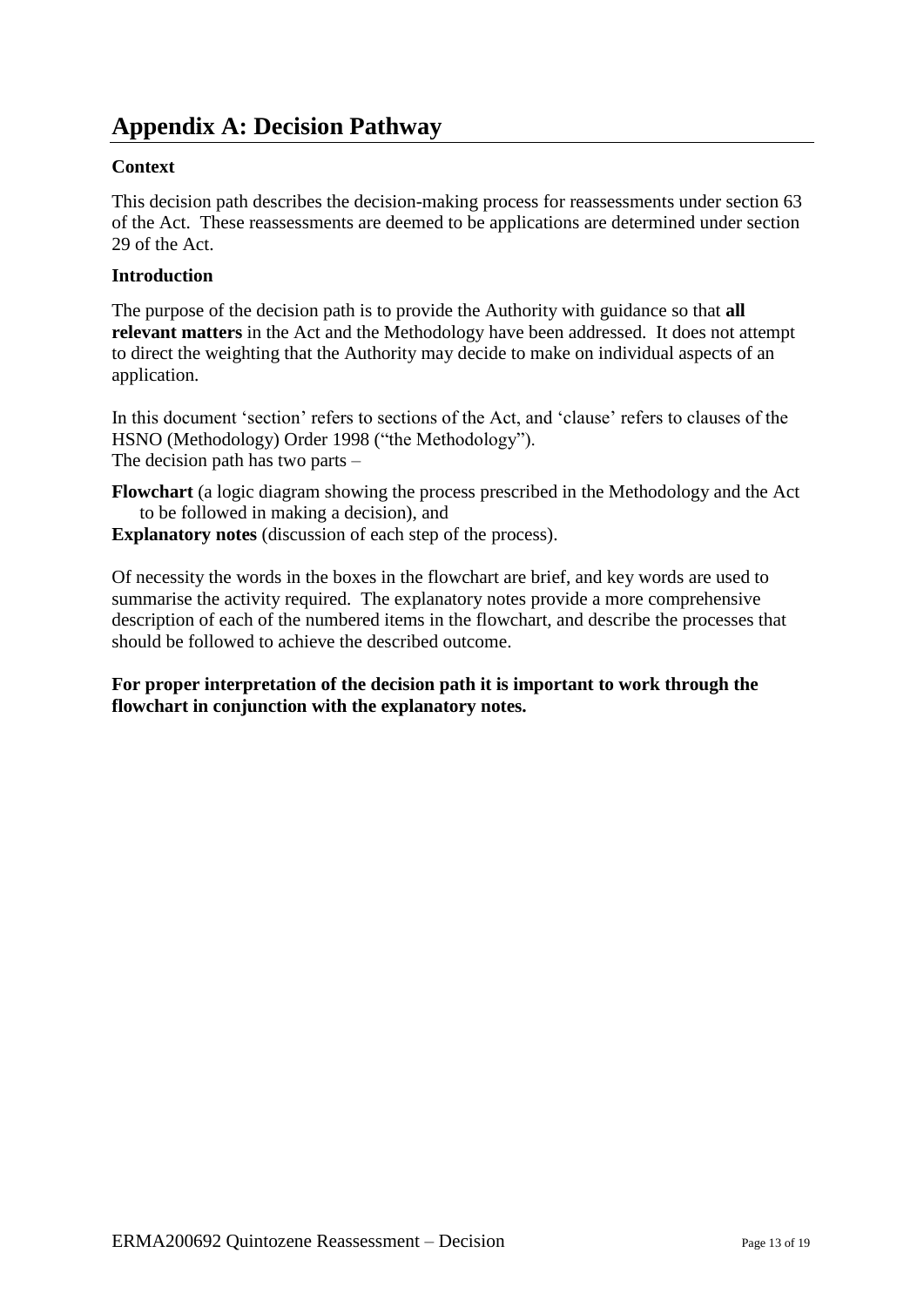# Appendix A: Decision Pathway

**Context**

This decision path describes the decision-making process for reassessments under section 63 of the Act. These reassessments are deemed to be applications are determined under section 29 of the Act.

**Introduction**

The purpose of the decision path is to provide the Authority with guidance so that **all relevant matters** in the Act and the Methodology have been addressed. It does not attempt to direct the weighting that the Authority may decide to make on individual aspects of an application.

In this document 'section' refers to sections of the Act, and 'clause' refers to clauses of the HSNO (Methodology) Order 1998 ("the Methodology").
The decision path has two parts –

**Flowchart** (a logic diagram showing the process prescribed in the Methodology and the Act to be followed in making a decision), and
**Explanatory notes** (discussion of each step of the process).

Of necessity the words in the boxes in the flowchart are brief, and key words are used to summarise the activity required. The explanatory notes provide a more comprehensive description of each of the numbered items in the flowchart, and describe the processes that should be followed to achieve the described outcome.

**For proper interpretation of the decision path it is important to work through the flowchart in conjunction with the explanatory notes.**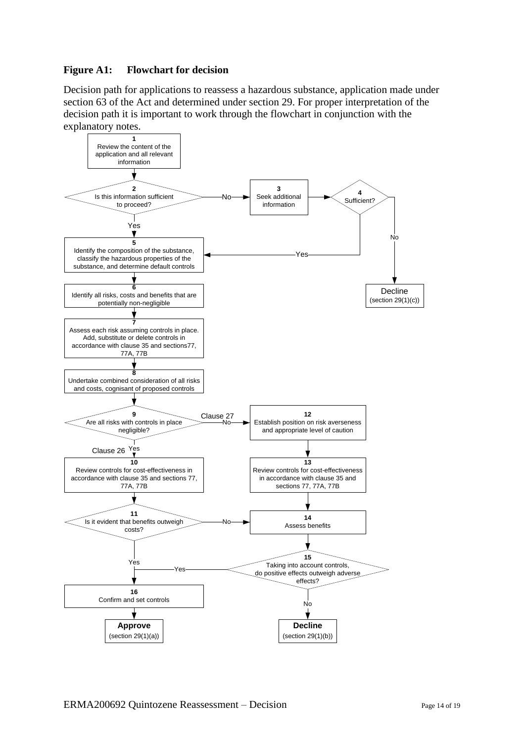**Figure A1: Flowchart for decision**

Decision path for applications to reassess a hazardous substance, application made under section 63 of the Act and determined under section 29. For proper interpretation of the decision path it is important to work through the flowchart in conjunction with the explanatory notes.

1. Review the content of the application and all relevant information
2. Is this information sufficient to proceed? — Yes: go to 5; No: go to 3
3. Seek additional information
4. Sufficient? — Yes: go to 5; No: **Decline** (section 29(1)(c))
5. Identify the composition of the substance, classify the hazardous properties of the substance, and determine default controls
6. Identify all risks, costs and benefits that are potentially non-negligible
7. Assess each risk assuming controls in place. Add, substitute or delete controls in accordance with clause 35 and sections77, 77A, 77B
8. Undertake combined consideration of all risks and costs, cognisant of proposed controls
9. Are all risks with controls in place negligible? — Yes (Clause 26): go to 10; No (Clause 27): go to 12
10. Review controls for cost-effectiveness in accordance with clause 35 and sections 77, 77A, 77B
11. Is it evident that benefits outweigh costs? — Yes: go to 16; No: go to 14
12. Establish position on risk averseness and appropriate level of caution
13. Review controls for cost-effectiveness in accordance with clause 35 and sections 77, 77A, 77B
14. Assess benefits
15. Taking into account controls, do positive effects outweigh adverse effects? — Yes: go to 16; No: **Decline** (section 29(1)(b))
16. Confirm and set controls → **Approve** (section 29(1)(a))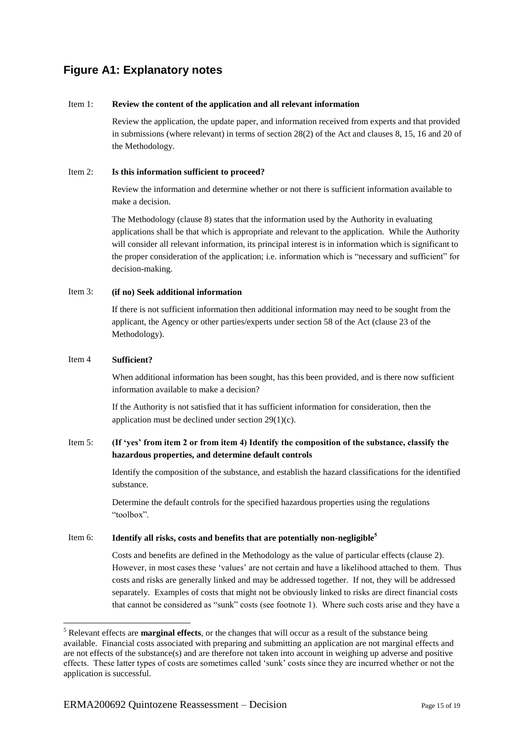## Figure A1: Explanatory notes

Item 1: **Review the content of the application and all relevant information**

Review the application, the update paper, and information received from experts and that provided in submissions (where relevant) in terms of section 28(2) of the Act and clauses 8, 15, 16 and 20 of the Methodology.

Item 2: **Is this information sufficient to proceed?**

Review the information and determine whether or not there is sufficient information available to make a decision.

The Methodology (clause 8) states that the information used by the Authority in evaluating applications shall be that which is appropriate and relevant to the application. While the Authority will consider all relevant information, its principal interest is in information which is significant to the proper consideration of the application; i.e. information which is "necessary and sufficient" for decision-making.

Item 3: **(if no) Seek additional information**

If there is not sufficient information then additional information may need to be sought from the applicant, the Agency or other parties/experts under section 58 of the Act (clause 23 of the Methodology).

Item 4 **Sufficient?**

When additional information has been sought, has this been provided, and is there now sufficient information available to make a decision?

If the Authority is not satisfied that it has sufficient information for consideration, then the application must be declined under section 29(1)(c).

Item 5: **(If 'yes' from item 2 or from item 4) Identify the composition of the substance, classify the hazardous properties, and determine default controls**

Identify the composition of the substance, and establish the hazard classifications for the identified substance.

Determine the default controls for the specified hazardous properties using the regulations "toolbox".

Item 6: **Identify all risks, costs and benefits that are potentially non-negligible**[5]

Costs and benefits are defined in the Methodology as the value of particular effects (clause 2). However, in most cases these 'values' are not certain and have a likelihood attached to them. Thus costs and risks are generally linked and may be addressed together. If not, they will be addressed separately. Examples of costs that might not be obviously linked to risks are direct financial costs that cannot be considered as "sunk" costs (see footnote 1). Where such costs arise and they have a

---

[5] Relevant effects are **marginal effects**, or the changes that will occur as a result of the substance being available. Financial costs associated with preparing and submitting an application are not marginal effects and are not effects of the substance(s) and are therefore not taken into account in weighing up adverse and positive effects. These latter types of costs are sometimes called 'sunk' costs since they are incurred whether or not the application is successful.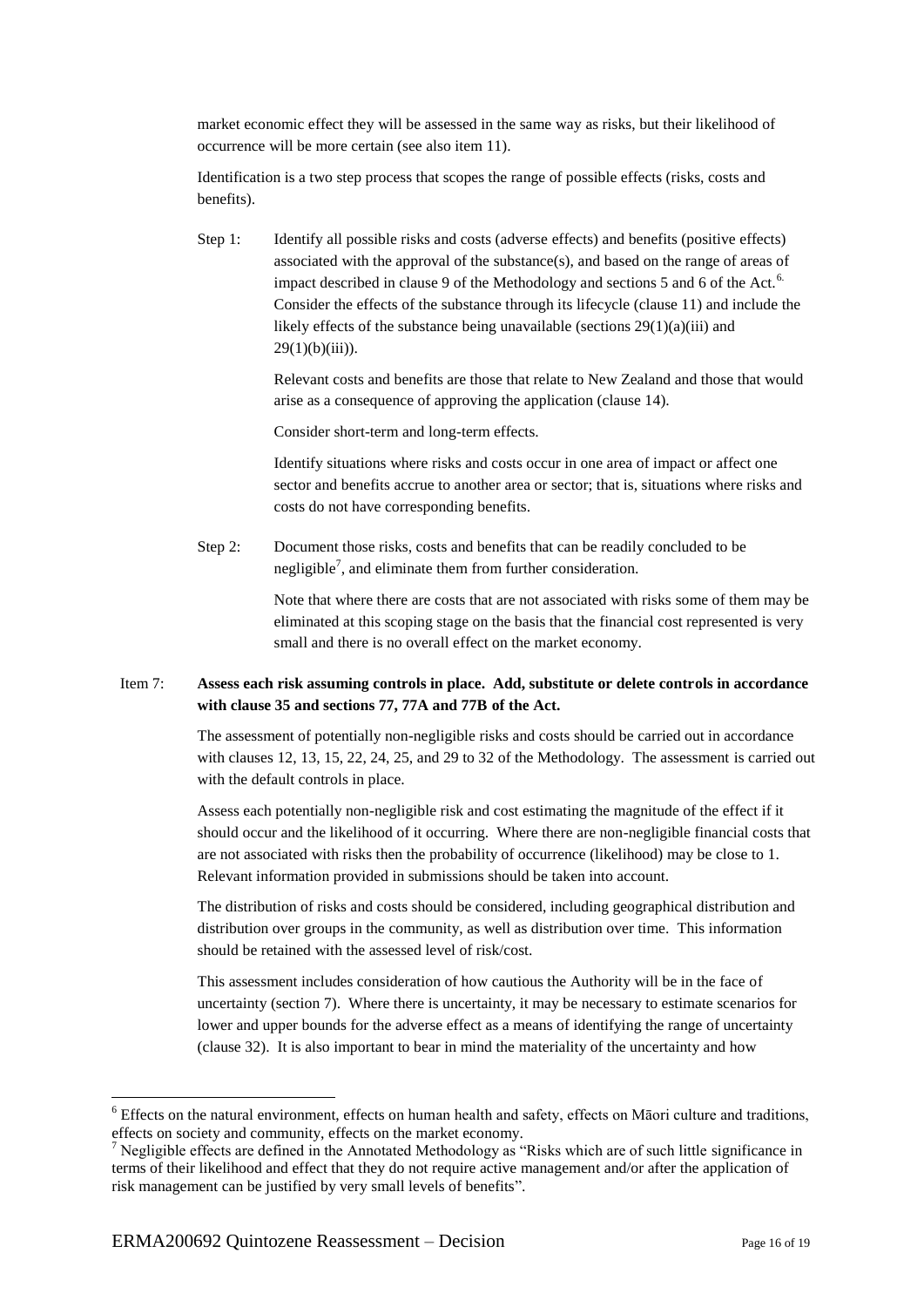market economic effect they will be assessed in the same way as risks, but their likelihood of occurrence will be more certain (see also item 11).

Identification is a two step process that scopes the range of possible effects (risks, costs and benefits).

Step 1: Identify all possible risks and costs (adverse effects) and benefits (positive effects) associated with the approval of the substance(s), and based on the range of areas of impact described in clause 9 of the Methodology and sections 5 and 6 of the Act.[6] Consider the effects of the substance through its lifecycle (clause 11) and include the likely effects of the substance being unavailable (sections 29(1)(a)(iii) and 29(1)(b)(iii)).

Relevant costs and benefits are those that relate to New Zealand and those that would arise as a consequence of approving the application (clause 14).

Consider short-term and long-term effects.

Identify situations where risks and costs occur in one area of impact or affect one sector and benefits accrue to another area or sector; that is, situations where risks and costs do not have corresponding benefits.

Step 2: Document those risks, costs and benefits that can be readily concluded to be negligible[7], and eliminate them from further consideration.

Note that where there are costs that are not associated with risks some of them may be eliminated at this scoping stage on the basis that the financial cost represented is very small and there is no overall effect on the market economy.

Item 7: **Assess each risk assuming controls in place. Add, substitute or delete controls in accordance with clause 35 and sections 77, 77A and 77B of the Act.**

The assessment of potentially non-negligible risks and costs should be carried out in accordance with clauses 12, 13, 15, 22, 24, 25, and 29 to 32 of the Methodology. The assessment is carried out with the default controls in place.

Assess each potentially non-negligible risk and cost estimating the magnitude of the effect if it should occur and the likelihood of it occurring. Where there are non-negligible financial costs that are not associated with risks then the probability of occurrence (likelihood) may be close to 1. Relevant information provided in submissions should be taken into account.

The distribution of risks and costs should be considered, including geographical distribution and distribution over groups in the community, as well as distribution over time. This information should be retained with the assessed level of risk/cost.

This assessment includes consideration of how cautious the Authority will be in the face of uncertainty (section 7). Where there is uncertainty, it may be necessary to estimate scenarios for lower and upper bounds for the adverse effect as a means of identifying the range of uncertainty (clause 32). It is also important to bear in mind the materiality of the uncertainty and how

---

[6] Effects on the natural environment, effects on human health and safety, effects on Māori culture and traditions, effects on society and community, effects on the market economy.

[7] Negligible effects are defined in the Annotated Methodology as "Risks which are of such little significance in terms of their likelihood and effect that they do not require active management and/or after the application of risk management can be justified by very small levels of benefits".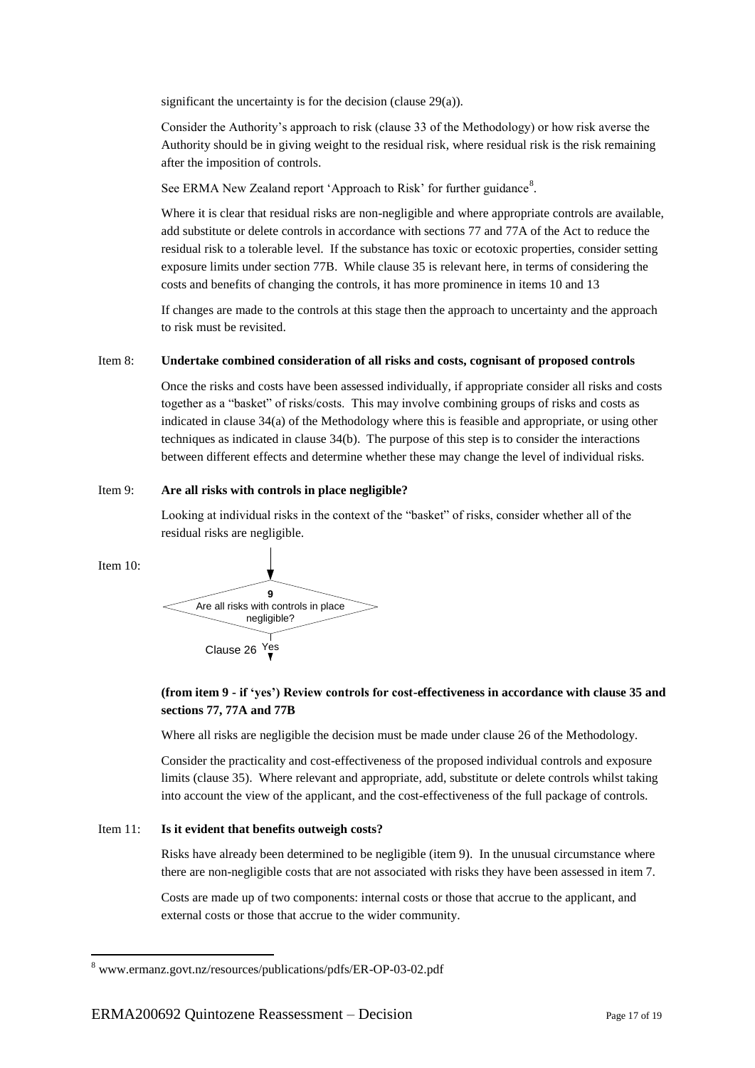significant the uncertainty is for the decision (clause 29(a)).

Consider the Authority's approach to risk (clause 33 of the Methodology) or how risk averse the Authority should be in giving weight to the residual risk, where residual risk is the risk remaining after the imposition of controls.

See ERMA New Zealand report 'Approach to Risk' for further guidance[8].

Where it is clear that residual risks are non-negligible and where appropriate controls are available, add substitute or delete controls in accordance with sections 77 and 77A of the Act to reduce the residual risk to a tolerable level. If the substance has toxic or ecotoxic properties, consider setting exposure limits under section 77B. While clause 35 is relevant here, in terms of considering the costs and benefits of changing the controls, it has more prominence in items 10 and 13

If changes are made to the controls at this stage then the approach to uncertainty and the approach to risk must be revisited.

Item 8: **Undertake combined consideration of all risks and costs, cognisant of proposed controls**

Once the risks and costs have been assessed individually, if appropriate consider all risks and costs together as a "basket" of risks/costs. This may involve combining groups of risks and costs as indicated in clause 34(a) of the Methodology where this is feasible and appropriate, or using other techniques as indicated in clause 34(b). The purpose of this step is to consider the interactions between different effects and determine whether these may change the level of individual risks.

Item 9: **Are all risks with controls in place negligible?**

Looking at individual risks in the context of the "basket" of risks, consider whether all of the residual risks are negligible.

Item 10:

9
Are all risks with controls in place negligible?
Clause 26 Yes

**(from item 9 - if 'yes') Review controls for cost-effectiveness in accordance with clause 35 and sections 77, 77A and 77B**

Where all risks are negligible the decision must be made under clause 26 of the Methodology.

Consider the practicality and cost-effectiveness of the proposed individual controls and exposure limits (clause 35). Where relevant and appropriate, add, substitute or delete controls whilst taking into account the view of the applicant, and the cost-effectiveness of the full package of controls.

Item 11: **Is it evident that benefits outweigh costs?**

Risks have already been determined to be negligible (item 9). In the unusual circumstance where there are non-negligible costs that are not associated with risks they have been assessed in item 7.

Costs are made up of two components: internal costs or those that accrue to the applicant, and external costs or those that accrue to the wider community.

---

[8] www.ermanz.govt.nz/resources/publications/pdfs/ER-OP-03-02.pdf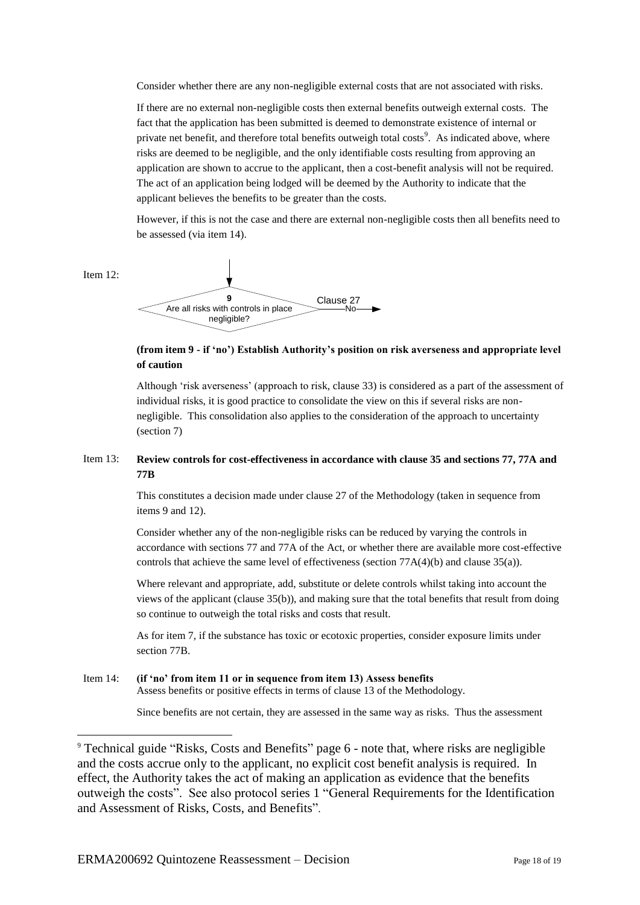Consider whether there are any non-negligible external costs that are not associated with risks.

If there are no external non-negligible costs then external benefits outweigh external costs. The fact that the application has been submitted is deemed to demonstrate existence of internal or private net benefit, and therefore total benefits outweigh total costs[9]. As indicated above, where risks are deemed to be negligible, and the only identifiable costs resulting from approving an application are shown to accrue to the applicant, then a cost-benefit analysis will not be required. The act of an application being lodged will be deemed by the Authority to indicate that the applicant believes the benefits to be greater than the costs.

However, if this is not the case and there are external non-negligible costs then all benefits need to be assessed (via item 14).

Item 12:

9
Are all risks with controls in place negligible?
Clause 27 — No →

**(from item 9 - if 'no') Establish Authority's position on risk averseness and appropriate level of caution**

Although 'risk averseness' (approach to risk, clause 33) is considered as a part of the assessment of individual risks, it is good practice to consolidate the view on this if several risks are non-negligible. This consolidation also applies to the consideration of the approach to uncertainty (section 7)

Item 13: **Review controls for cost-effectiveness in accordance with clause 35 and sections 77, 77A and 77B**

This constitutes a decision made under clause 27 of the Methodology (taken in sequence from items 9 and 12).

Consider whether any of the non-negligible risks can be reduced by varying the controls in accordance with sections 77 and 77A of the Act, or whether there are available more cost-effective controls that achieve the same level of effectiveness (section 77A(4)(b) and clause 35(a)).

Where relevant and appropriate, add, substitute or delete controls whilst taking into account the views of the applicant (clause 35(b)), and making sure that the total benefits that result from doing so continue to outweigh the total risks and costs that result.

As for item 7, if the substance has toxic or ecotoxic properties, consider exposure limits under section 77B.

Item 14: **(if 'no' from item 11 or in sequence from item 13) Assess benefits**
Assess benefits or positive effects in terms of clause 13 of the Methodology.

Since benefits are not certain, they are assessed in the same way as risks. Thus the assessment

---

[9] Technical guide "Risks, Costs and Benefits" page 6 - note that, where risks are negligible and the costs accrue only to the applicant, no explicit cost benefit analysis is required. In effect, the Authority takes the act of making an application as evidence that the benefits outweigh the costs". See also protocol series 1 "General Requirements for the Identification and Assessment of Risks, Costs, and Benefits".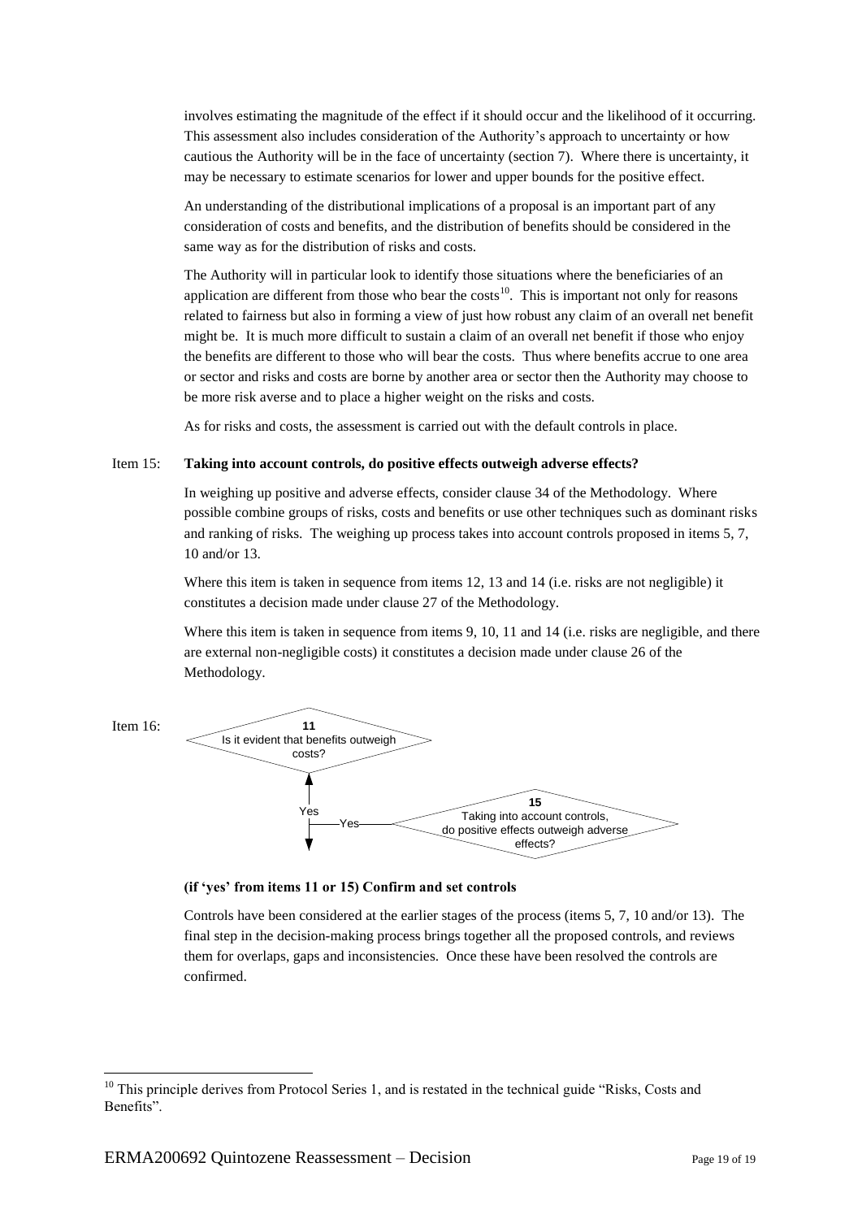involves estimating the magnitude of the effect if it should occur and the likelihood of it occurring. This assessment also includes consideration of the Authority's approach to uncertainty or how cautious the Authority will be in the face of uncertainty (section 7). Where there is uncertainty, it may be necessary to estimate scenarios for lower and upper bounds for the positive effect.

An understanding of the distributional implications of a proposal is an important part of any consideration of costs and benefits, and the distribution of benefits should be considered in the same way as for the distribution of risks and costs.

The Authority will in particular look to identify those situations where the beneficiaries of an application are different from those who bear the costs[10]. This is important not only for reasons related to fairness but also in forming a view of just how robust any claim of an overall net benefit might be. It is much more difficult to sustain a claim of an overall net benefit if those who enjoy the benefits are different to those who will bear the costs. Thus where benefits accrue to one area or sector and risks and costs are borne by another area or sector then the Authority may choose to be more risk averse and to place a higher weight on the risks and costs.

As for risks and costs, the assessment is carried out with the default controls in place.

Item 15: **Taking into account controls, do positive effects outweigh adverse effects?**

In weighing up positive and adverse effects, consider clause 34 of the Methodology. Where possible combine groups of risks, costs and benefits or use other techniques such as dominant risks and ranking of risks. The weighing up process takes into account controls proposed in items 5, 7, 10 and/or 13.

Where this item is taken in sequence from items 12, 13 and 14 (i.e. risks are not negligible) it constitutes a decision made under clause 27 of the Methodology.

Where this item is taken in sequence from items 9, 10, 11 and 14 (i.e. risks are negligible, and there are external non-negligible costs) it constitutes a decision made under clause 26 of the Methodology.

Item 16:

11
Is it evident that benefits outweigh costs?

Yes

Yes

15
Taking into account controls, do positive effects outweigh adverse effects?

**(if 'yes' from items 11 or 15) Confirm and set controls**

Controls have been considered at the earlier stages of the process (items 5, 7, 10 and/or 13). The final step in the decision-making process brings together all the proposed controls, and reviews them for overlaps, gaps and inconsistencies. Once these have been resolved the controls are confirmed.

[10] This principle derives from Protocol Series 1, and is restated in the technical guide "Risks, Costs and Benefits".